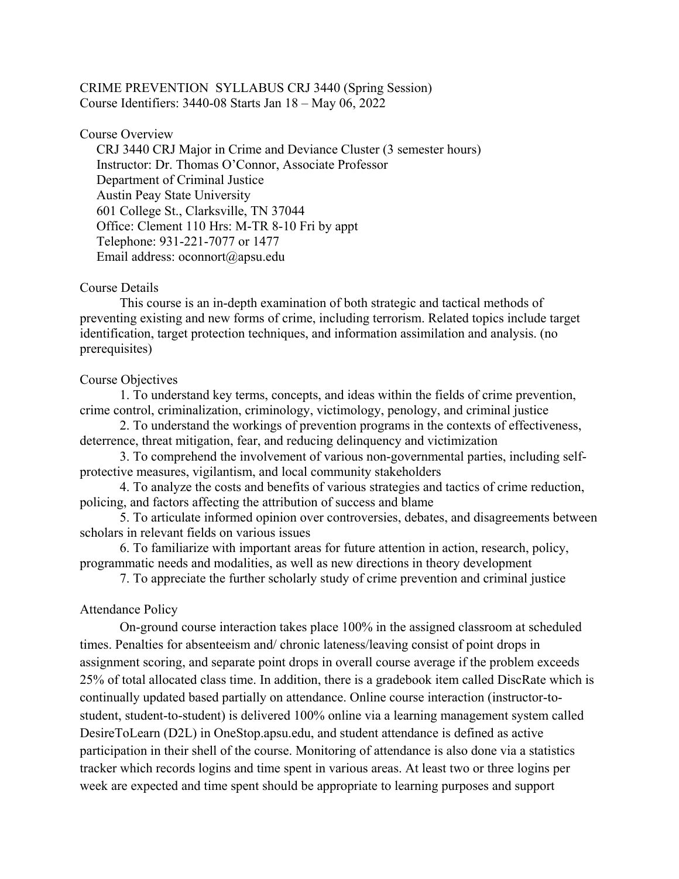# CRIME PREVENTION SYLLABUS CRJ 3440 (Spring Session)

Course Identifiers: 3440-08 Starts Jan 18 – May 06, 2022

## Course Overview

CRJ 3440 CRJ Major in Crime and Deviance Cluster (3 semester hours)
Instructor: Dr. Thomas O'Connor, Associate Professor
Department of Criminal Justice
Austin Peay State University
601 College St., Clarksville, TN 37044
Office: Clement 110 Hrs: M-TR 8-10 Fri by appt
Telephone: 931-221-7077 or 1477
Email address: oconnort@apsu.edu

## Course Details

This course is an in-depth examination of both strategic and tactical methods of preventing existing and new forms of crime, including terrorism. Related topics include target identification, target protection techniques, and information assimilation and analysis. (no prerequisites)

## Course Objectives

1. To understand key terms, concepts, and ideas within the fields of crime prevention, crime control, criminalization, criminology, victimology, penology, and criminal justice
2. To understand the workings of prevention programs in the contexts of effectiveness, deterrence, threat mitigation, fear, and reducing delinquency and victimization
3. To comprehend the involvement of various non-governmental parties, including self-protective measures, vigilantism, and local community stakeholders
4. To analyze the costs and benefits of various strategies and tactics of crime reduction, policing, and factors affecting the attribution of success and blame
5. To articulate informed opinion over controversies, debates, and disagreements between scholars in relevant fields on various issues
6. To familiarize with important areas for future attention in action, research, policy, programmatic needs and modalities, as well as new directions in theory development
7. To appreciate the further scholarly study of crime prevention and criminal justice

## Attendance Policy

On-ground course interaction takes place 100% in the assigned classroom at scheduled times. Penalties for absenteeism and/ chronic lateness/leaving consist of point drops in assignment scoring, and separate point drops in overall course average if the problem exceeds 25% of total allocated class time. In addition, there is a gradebook item called DiscRate which is continually updated based partially on attendance. Online course interaction (instructor-to-student, student-to-student) is delivered 100% online via a learning management system called DesireToLearn (D2L) in OneStop.apsu.edu, and student attendance is defined as active participation in their shell of the course. Monitoring of attendance is also done via a statistics tracker which records logins and time spent in various areas. At least two or three logins per week are expected and time spent should be appropriate to learning purposes and support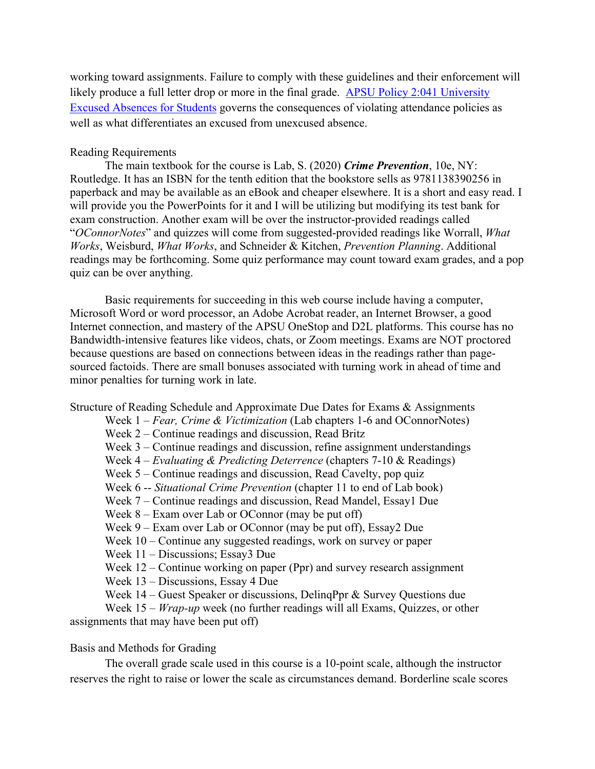working toward assignments. Failure to comply with these guidelines and their enforcement will likely produce a full letter drop or more in the final grade. [APSU Policy 2:041 University Excused Absences for Students] governs the consequences of violating attendance policies as well as what differentiates an excused from unexcused absence.

Reading Requirements

The main textbook for the course is Lab, S. (2020) ***Crime Prevention***, 10e, NY: Routledge. It has an ISBN for the tenth edition that the bookstore sells as 9781138390256 in paperback and may be available as an eBook and cheaper elsewhere. It is a short and easy read. I will provide you the PowerPoints for it and I will be utilizing but modifying its test bank for exam construction. Another exam will be over the instructor-provided readings called "*OConnorNotes*" and quizzes will come from suggested-provided readings like Worrall, *What Works*, Weisburd, *What Works*, and Schneider & Kitchen, *Prevention Planning*. Additional readings may be forthcoming. Some quiz performance may count toward exam grades, and a pop quiz can be over anything.

Basic requirements for succeeding in this web course include having a computer, Microsoft Word or word processor, an Adobe Acrobat reader, an Internet Browser, a good Internet connection, and mastery of the APSU OneStop and D2L platforms. This course has no Bandwidth-intensive features like videos, chats, or Zoom meetings. Exams are NOT proctored because questions are based on connections between ideas in the readings rather than page-sourced factoids. There are small bonuses associated with turning work in ahead of time and minor penalties for turning work in late.

Structure of Reading Schedule and Approximate Due Dates for Exams & Assignments

- Week 1 – *Fear, Crime & Victimization* (Lab chapters 1-6 and OConnorNotes)
- Week 2 – Continue readings and discussion, Read Britz
- Week 3 – Continue readings and discussion, refine assignment understandings
- Week 4 – *Evaluating & Predicting Deterrence* (chapters 7-10 & Readings)
- Week 5 – Continue readings and discussion, Read Cavelty, pop quiz
- Week 6 -- *Situational Crime Prevention* (chapter 11 to end of Lab book)
- Week 7 – Continue readings and discussion, Read Mandel, Essay1 Due
- Week 8 – Exam over Lab or OConnor (may be put off)
- Week 9 – Exam over Lab or OConnor (may be put off), Essay2 Due
- Week 10 – Continue any suggested readings, work on survey or paper
- Week 11 – Discussions; Essay3 Due
- Week 12 – Continue working on paper (Ppr) and survey research assignment
- Week 13 – Discussions, Essay 4 Due
- Week 14 – Guest Speaker or discussions, DelinqPpr & Survey Questions due
- Week 15 – *Wrap-up* week (no further readings will all Exams, Quizzes, or other assignments that may have been put off)

Basis and Methods for Grading

The overall grade scale used in this course is a 10-point scale, although the instructor reserves the right to raise or lower the scale as circumstances demand. Borderline scale scores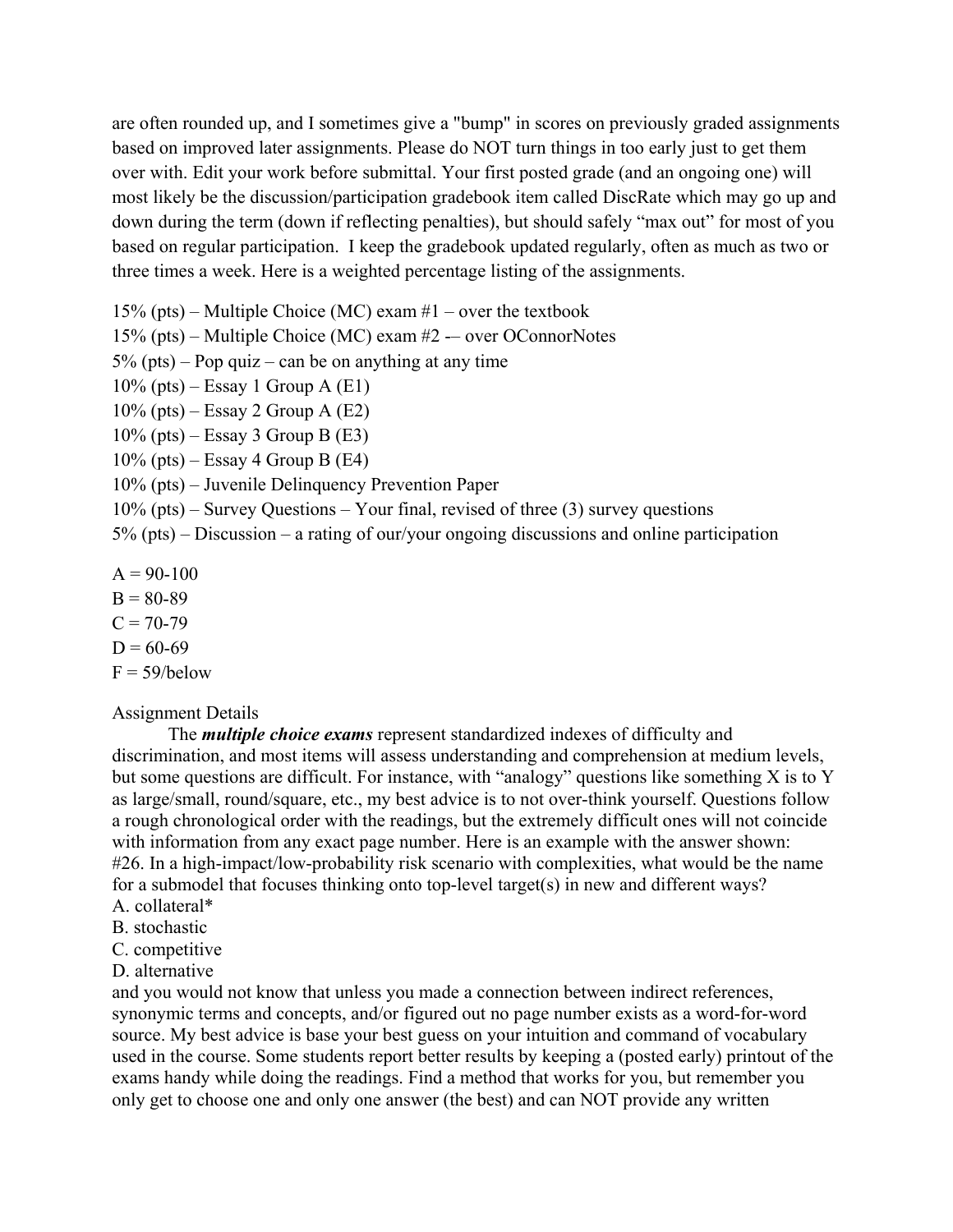are often rounded up, and I sometimes give a "bump" in scores on previously graded assignments based on improved later assignments. Please do NOT turn things in too early just to get them over with. Edit your work before submittal. Your first posted grade (and an ongoing one) will most likely be the discussion/participation gradebook item called DiscRate which may go up and down during the term (down if reflecting penalties), but should safely "max out" for most of you based on regular participation. I keep the gradebook updated regularly, often as much as two or three times a week. Here is a weighted percentage listing of the assignments.

15% (pts) – Multiple Choice (MC) exam #1 – over the textbook
15% (pts) – Multiple Choice (MC) exam #2 -– over OConnorNotes
5% (pts) – Pop quiz – can be on anything at any time
10% (pts) – Essay 1 Group A (E1)
10% (pts) – Essay 2 Group A (E2)
10% (pts) – Essay 3 Group B (E3)
10% (pts) – Essay 4 Group B (E4)
10% (pts) – Juvenile Delinquency Prevention Paper
10% (pts) – Survey Questions – Your final, revised of three (3) survey questions
5% (pts) – Discussion – a rating of our/your ongoing discussions and online participation

A = 90-100
B = 80-89
C = 70-79
D = 60-69
F = 59/below

Assignment Details

The ***multiple choice exams*** represent standardized indexes of difficulty and discrimination, and most items will assess understanding and comprehension at medium levels, but some questions are difficult. For instance, with "analogy" questions like something X is to Y as large/small, round/square, etc., my best advice is to not over-think yourself. Questions follow a rough chronological order with the readings, but the extremely difficult ones will not coincide with information from any exact page number. Here is an example with the answer shown:
#26. In a high-impact/low-probability risk scenario with complexities, what would be the name for a submodel that focuses thinking onto top-level target(s) in new and different ways?
A. collateral*
B. stochastic
C. competitive
D. alternative
and you would not know that unless you made a connection between indirect references, synonymic terms and concepts, and/or figured out no page number exists as a word-for-word source. My best advice is base your best guess on your intuition and command of vocabulary used in the course. Some students report better results by keeping a (posted early) printout of the exams handy while doing the readings. Find a method that works for you, but remember you only get to choose one and only one answer (the best) and can NOT provide any written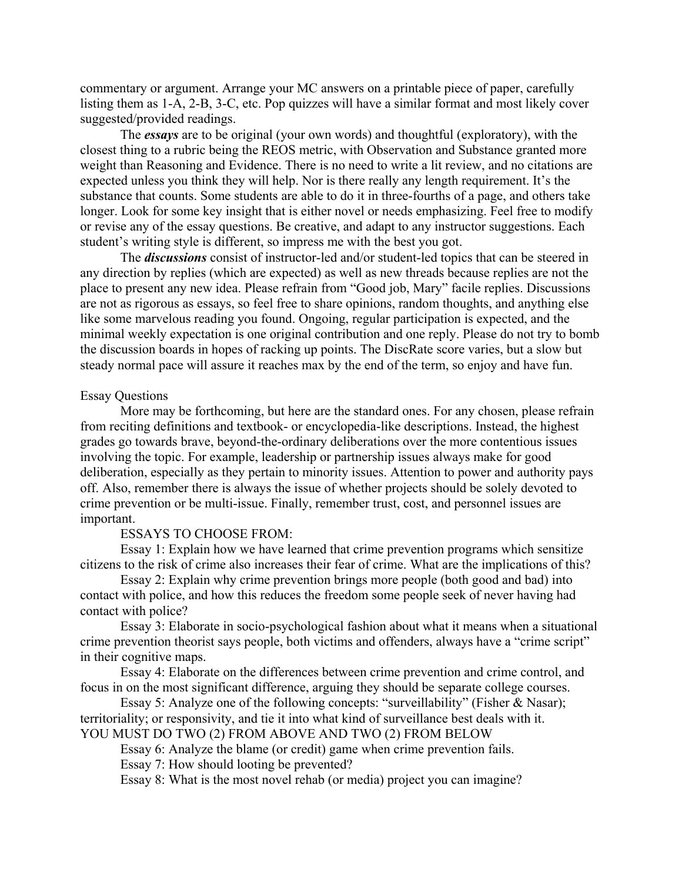commentary or argument. Arrange your MC answers on a printable piece of paper, carefully listing them as 1-A, 2-B, 3-C, etc. Pop quizzes will have a similar format and most likely cover suggested/provided readings.

The ***essays*** are to be original (your own words) and thoughtful (exploratory), with the closest thing to a rubric being the REOS metric, with Observation and Substance granted more weight than Reasoning and Evidence. There is no need to write a lit review, and no citations are expected unless you think they will help. Nor is there really any length requirement. It's the substance that counts. Some students are able to do it in three-fourths of a page, and others take longer. Look for some key insight that is either novel or needs emphasizing. Feel free to modify or revise any of the essay questions. Be creative, and adapt to any instructor suggestions. Each student's writing style is different, so impress me with the best you got.

The ***discussions*** consist of instructor-led and/or student-led topics that can be steered in any direction by replies (which are expected) as well as new threads because replies are not the place to present any new idea. Please refrain from "Good job, Mary" facile replies. Discussions are not as rigorous as essays, so feel free to share opinions, random thoughts, and anything else like some marvelous reading you found. Ongoing, regular participation is expected, and the minimal weekly expectation is one original contribution and one reply. Please do not try to bomb the discussion boards in hopes of racking up points. The DiscRate score varies, but a slow but steady normal pace will assure it reaches max by the end of the term, so enjoy and have fun.

Essay Questions

More may be forthcoming, but here are the standard ones. For any chosen, please refrain from reciting definitions and textbook- or encyclopedia-like descriptions. Instead, the highest grades go towards brave, beyond-the-ordinary deliberations over the more contentious issues involving the topic. For example, leadership or partnership issues always make for good deliberation, especially as they pertain to minority issues. Attention to power and authority pays off. Also, remember there is always the issue of whether projects should be solely devoted to crime prevention or be multi-issue. Finally, remember trust, cost, and personnel issues are important.

ESSAYS TO CHOOSE FROM:

Essay 1: Explain how we have learned that crime prevention programs which sensitize citizens to the risk of crime also increases their fear of crime. What are the implications of this?

Essay 2: Explain why crime prevention brings more people (both good and bad) into contact with police, and how this reduces the freedom some people seek of never having had contact with police?

Essay 3: Elaborate in socio-psychological fashion about what it means when a situational crime prevention theorist says people, both victims and offenders, always have a "crime script" in their cognitive maps.

Essay 4: Elaborate on the differences between crime prevention and crime control, and focus in on the most significant difference, arguing they should be separate college courses.

Essay 5: Analyze one of the following concepts: "surveillability" (Fisher & Nasar); territoriality; or responsivity, and tie it into what kind of surveillance best deals with it.

YOU MUST DO TWO (2) FROM ABOVE AND TWO (2) FROM BELOW

Essay 6: Analyze the blame (or credit) game when crime prevention fails.

Essay 7: How should looting be prevented?

Essay 8: What is the most novel rehab (or media) project you can imagine?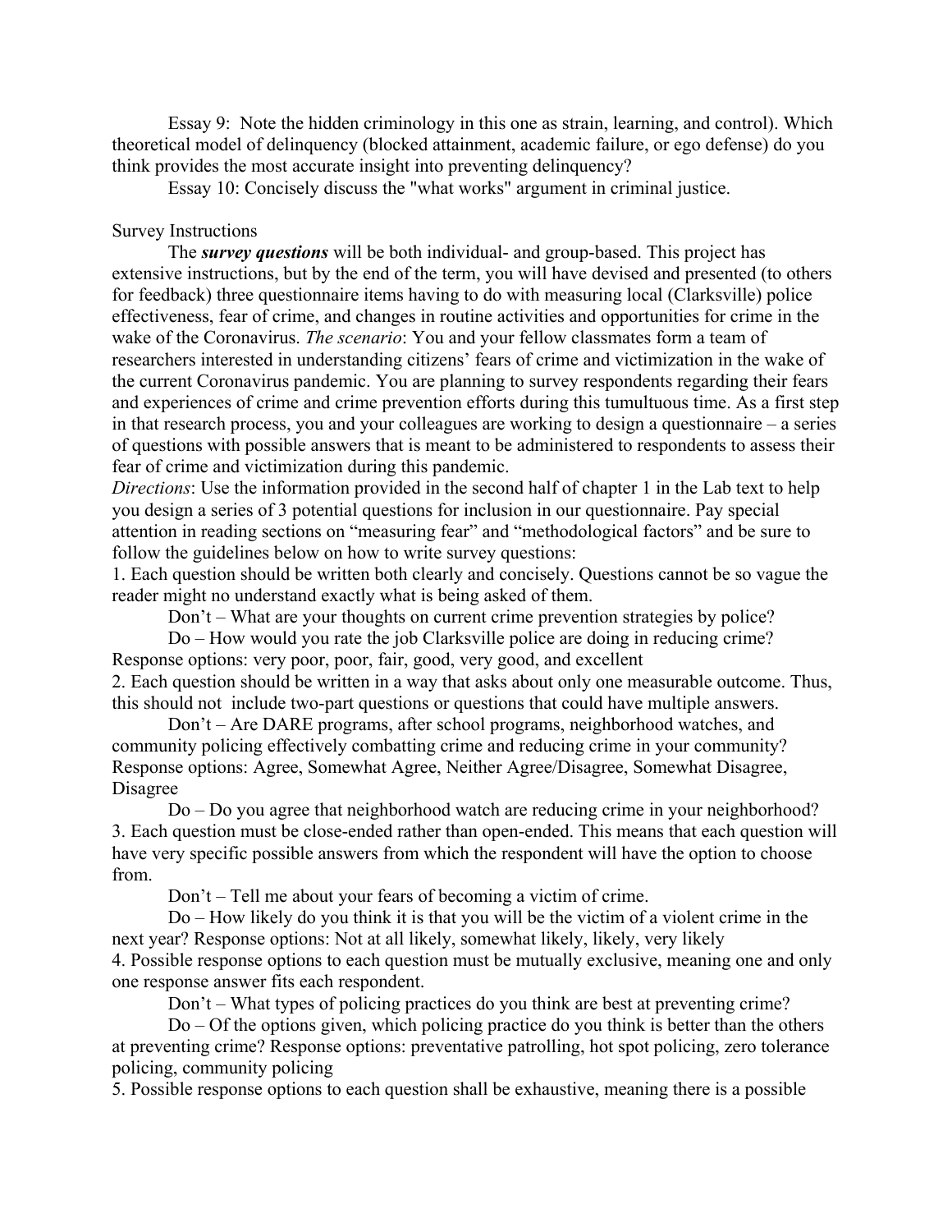Essay 9: Note the hidden criminology in this one as strain, learning, and control). Which theoretical model of delinquency (blocked attainment, academic failure, or ego defense) do you think provides the most accurate insight into preventing delinquency?

Essay 10: Concisely discuss the "what works" argument in criminal justice.

Survey Instructions

The ***survey questions*** will be both individual- and group-based. This project has extensive instructions, but by the end of the term, you will have devised and presented (to others for feedback) three questionnaire items having to do with measuring local (Clarksville) police effectiveness, fear of crime, and changes in routine activities and opportunities for crime in the wake of the Coronavirus. *The scenario*: You and your fellow classmates form a team of researchers interested in understanding citizens' fears of crime and victimization in the wake of the current Coronavirus pandemic. You are planning to survey respondents regarding their fears and experiences of crime and crime prevention efforts during this tumultuous time. As a first step in that research process, you and your colleagues are working to design a questionnaire – a series of questions with possible answers that is meant to be administered to respondents to assess their fear of crime and victimization during this pandemic.

*Directions*: Use the information provided in the second half of chapter 1 in the Lab text to help you design a series of 3 potential questions for inclusion in our questionnaire. Pay special attention in reading sections on "measuring fear" and "methodological factors" and be sure to follow the guidelines below on how to write survey questions:

1. Each question should be written both clearly and concisely. Questions cannot be so vague the reader might no understand exactly what is being asked of them.

   Don't – What are your thoughts on current crime prevention strategies by police?

   Do – How would you rate the job Clarksville police are doing in reducing crime? Response options: very poor, poor, fair, good, very good, and excellent

2. Each question should be written in a way that asks about only one measurable outcome. Thus, this should not include two-part questions or questions that could have multiple answers.

   Don't – Are DARE programs, after school programs, neighborhood watches, and community policing effectively combatting crime and reducing crime in your community? Response options: Agree, Somewhat Agree, Neither Agree/Disagree, Somewhat Disagree, Disagree

   Do – Do you agree that neighborhood watch are reducing crime in your neighborhood?

3. Each question must be close-ended rather than open-ended. This means that each question will have very specific possible answers from which the respondent will have the option to choose from.

   Don't – Tell me about your fears of becoming a victim of crime.

   Do – How likely do you think it is that you will be the victim of a violent crime in the next year? Response options: Not at all likely, somewhat likely, likely, very likely

4. Possible response options to each question must be mutually exclusive, meaning one and only one response answer fits each respondent.

   Don't – What types of policing practices do you think are best at preventing crime?

   Do – Of the options given, which policing practice do you think is better than the others at preventing crime? Response options: preventative patrolling, hot spot policing, zero tolerance policing, community policing

5. Possible response options to each question shall be exhaustive, meaning there is a possible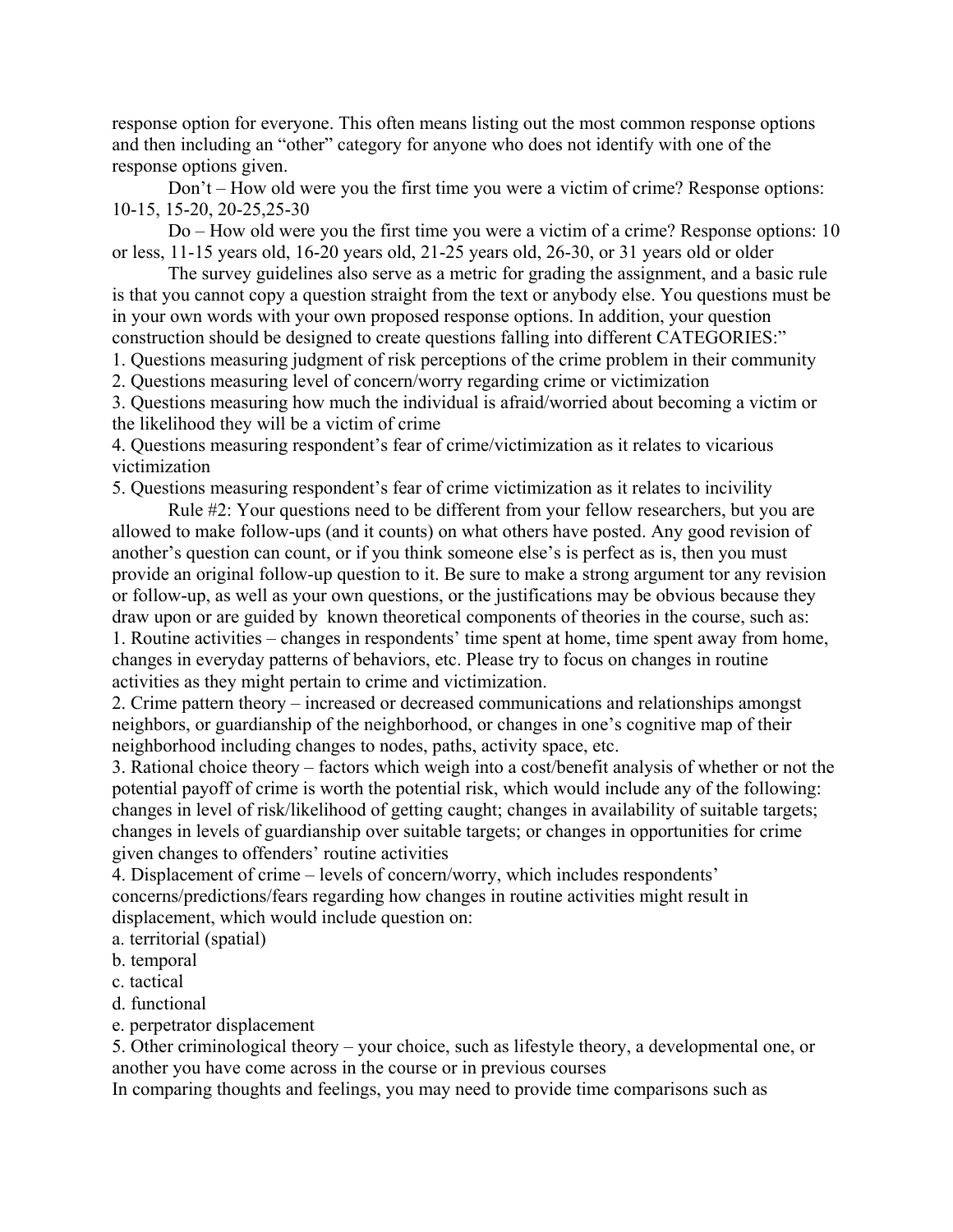response option for everyone. This often means listing out the most common response options and then including an "other" category for anyone who does not identify with one of the response options given.

Don't – How old were you the first time you were a victim of crime? Response options: 10-15, 15-20, 20-25,25-30

Do – How old were you the first time you were a victim of a crime? Response options: 10 or less, 11-15 years old, 16-20 years old, 21-25 years old, 26-30, or 31 years old or older

The survey guidelines also serve as a metric for grading the assignment, and a basic rule is that you cannot copy a question straight from the text or anybody else. You questions must be in your own words with your own proposed response options. In addition, your question construction should be designed to create questions falling into different CATEGORIES:"

1. Questions measuring judgment of risk perceptions of the crime problem in their community
2. Questions measuring level of concern/worry regarding crime or victimization
3. Questions measuring how much the individual is afraid/worried about becoming a victim or the likelihood they will be a victim of crime
4. Questions measuring respondent's fear of crime/victimization as it relates to vicarious victimization
5. Questions measuring respondent's fear of crime victimization as it relates to incivility

Rule #2: Your questions need to be different from your fellow researchers, but you are allowed to make follow-ups (and it counts) on what others have posted. Any good revision of another's question can count, or if you think someone else's is perfect as is, then you must provide an original follow-up question to it. Be sure to make a strong argument tor any revision or follow-up, as well as your own questions, or the justifications may be obvious because they draw upon or are guided by known theoretical components of theories in the course, such as:

1. Routine activities – changes in respondents' time spent at home, time spent away from home, changes in everyday patterns of behaviors, etc. Please try to focus on changes in routine activities as they might pertain to crime and victimization.
2. Crime pattern theory – increased or decreased communications and relationships amongst neighbors, or guardianship of the neighborhood, or changes in one's cognitive map of their neighborhood including changes to nodes, paths, activity space, etc.
3. Rational choice theory – factors which weigh into a cost/benefit analysis of whether or not the potential payoff of crime is worth the potential risk, which would include any of the following: changes in level of risk/likelihood of getting caught; changes in availability of suitable targets; changes in levels of guardianship over suitable targets; or changes in opportunities for crime given changes to offenders' routine activities
4. Displacement of crime – levels of concern/worry, which includes respondents' concerns/predictions/fears regarding how changes in routine activities might result in displacement, which would include question on:
   a. territorial (spatial)
   b. temporal
   c. tactical
   d. functional
   e. perpetrator displacement
5. Other criminological theory – your choice, such as lifestyle theory, a developmental one, or another you have come across in the course or in previous courses

In comparing thoughts and feelings, you may need to provide time comparisons such as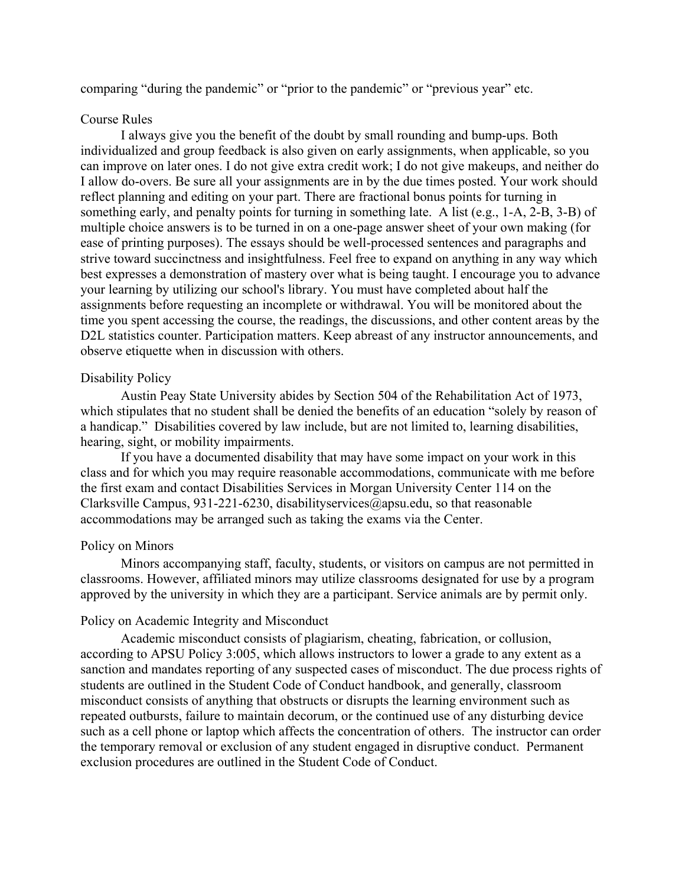comparing "during the pandemic" or "prior to the pandemic" or "previous year" etc.

## Course Rules

I always give you the benefit of the doubt by small rounding and bump-ups. Both individualized and group feedback is also given on early assignments, when applicable, so you can improve on later ones. I do not give extra credit work; I do not give makeups, and neither do I allow do-overs. Be sure all your assignments are in by the due times posted. Your work should reflect planning and editing on your part. There are fractional bonus points for turning in something early, and penalty points for turning in something late. A list (e.g., 1-A, 2-B, 3-B) of multiple choice answers is to be turned in on a one-page answer sheet of your own making (for ease of printing purposes). The essays should be well-processed sentences and paragraphs and strive toward succinctness and insightfulness. Feel free to expand on anything in any way which best expresses a demonstration of mastery over what is being taught. I encourage you to advance your learning by utilizing our school's library. You must have completed about half the assignments before requesting an incomplete or withdrawal. You will be monitored about the time you spent accessing the course, the readings, the discussions, and other content areas by the D2L statistics counter. Participation matters. Keep abreast of any instructor announcements, and observe etiquette when in discussion with others.

## Disability Policy

Austin Peay State University abides by Section 504 of the Rehabilitation Act of 1973, which stipulates that no student shall be denied the benefits of an education "solely by reason of a handicap." Disabilities covered by law include, but are not limited to, learning disabilities, hearing, sight, or mobility impairments.

If you have a documented disability that may have some impact on your work in this class and for which you may require reasonable accommodations, communicate with me before the first exam and contact Disabilities Services in Morgan University Center 114 on the Clarksville Campus, 931-221-6230, disabilityservices@apsu.edu, so that reasonable accommodations may be arranged such as taking the exams via the Center.

## Policy on Minors

Minors accompanying staff, faculty, students, or visitors on campus are not permitted in classrooms. However, affiliated minors may utilize classrooms designated for use by a program approved by the university in which they are a participant. Service animals are by permit only.

## Policy on Academic Integrity and Misconduct

Academic misconduct consists of plagiarism, cheating, fabrication, or collusion, according to APSU Policy 3:005, which allows instructors to lower a grade to any extent as a sanction and mandates reporting of any suspected cases of misconduct. The due process rights of students are outlined in the Student Code of Conduct handbook, and generally, classroom misconduct consists of anything that obstructs or disrupts the learning environment such as repeated outbursts, failure to maintain decorum, or the continued use of any disturbing device such as a cell phone or laptop which affects the concentration of others. The instructor can order the temporary removal or exclusion of any student engaged in disruptive conduct. Permanent exclusion procedures are outlined in the Student Code of Conduct.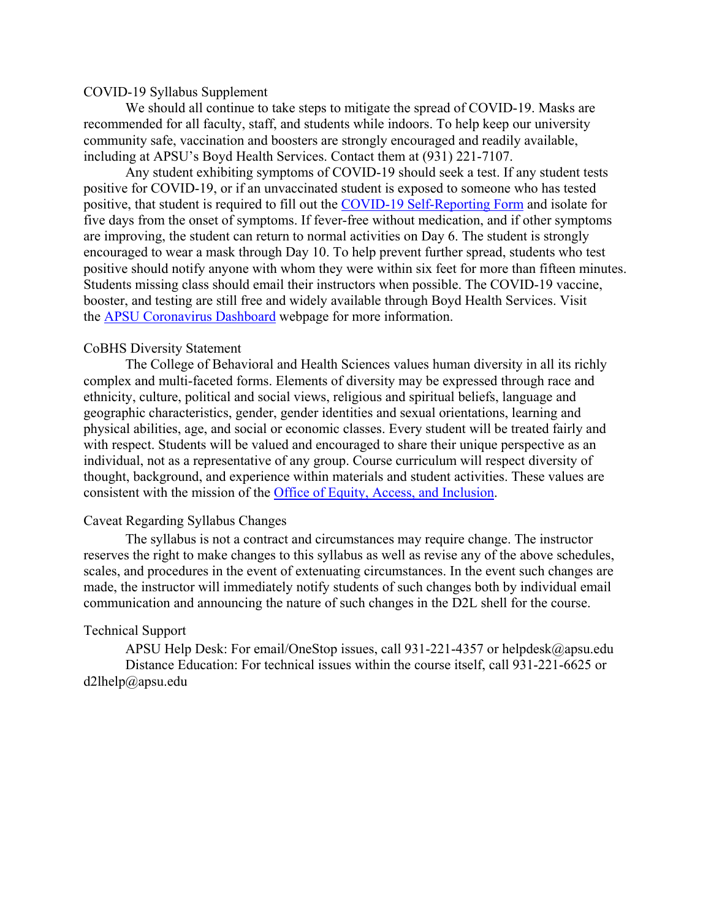## COVID-19 Syllabus Supplement

We should all continue to take steps to mitigate the spread of COVID-19. Masks are recommended for all faculty, staff, and students while indoors. To help keep our university community safe, vaccination and boosters are strongly encouraged and readily available, including at APSU's Boyd Health Services. Contact them at (931) 221-7107.

Any student exhibiting symptoms of COVID-19 should seek a test. If any student tests positive for COVID-19, or if an unvaccinated student is exposed to someone who has tested positive, that student is required to fill out the COVID-19 Self-Reporting Form and isolate for five days from the onset of symptoms. If fever-free without medication, and if other symptoms are improving, the student can return to normal activities on Day 6. The student is strongly encouraged to wear a mask through Day 10. To help prevent further spread, students who test positive should notify anyone with whom they were within six feet for more than fifteen minutes. Students missing class should email their instructors when possible. The COVID-19 vaccine, booster, and testing are still free and widely available through Boyd Health Services. Visit the APSU Coronavirus Dashboard webpage for more information.

## CoBHS Diversity Statement

The College of Behavioral and Health Sciences values human diversity in all its richly complex and multi-faceted forms. Elements of diversity may be expressed through race and ethnicity, culture, political and social views, religious and spiritual beliefs, language and geographic characteristics, gender, gender identities and sexual orientations, learning and physical abilities, age, and social or economic classes. Every student will be treated fairly and with respect. Students will be valued and encouraged to share their unique perspective as an individual, not as a representative of any group. Course curriculum will respect diversity of thought, background, and experience within materials and student activities. These values are consistent with the mission of the Office of Equity, Access, and Inclusion.

## Caveat Regarding Syllabus Changes

The syllabus is not a contract and circumstances may require change. The instructor reserves the right to make changes to this syllabus as well as revise any of the above schedules, scales, and procedures in the event of extenuating circumstances. In the event such changes are made, the instructor will immediately notify students of such changes both by individual email communication and announcing the nature of such changes in the D2L shell for the course.

## Technical Support

APSU Help Desk: For email/OneStop issues, call 931-221-4357 or helpdesk@apsu.edu

Distance Education: For technical issues within the course itself, call 931-221-6625 or d2lhelp@apsu.edu